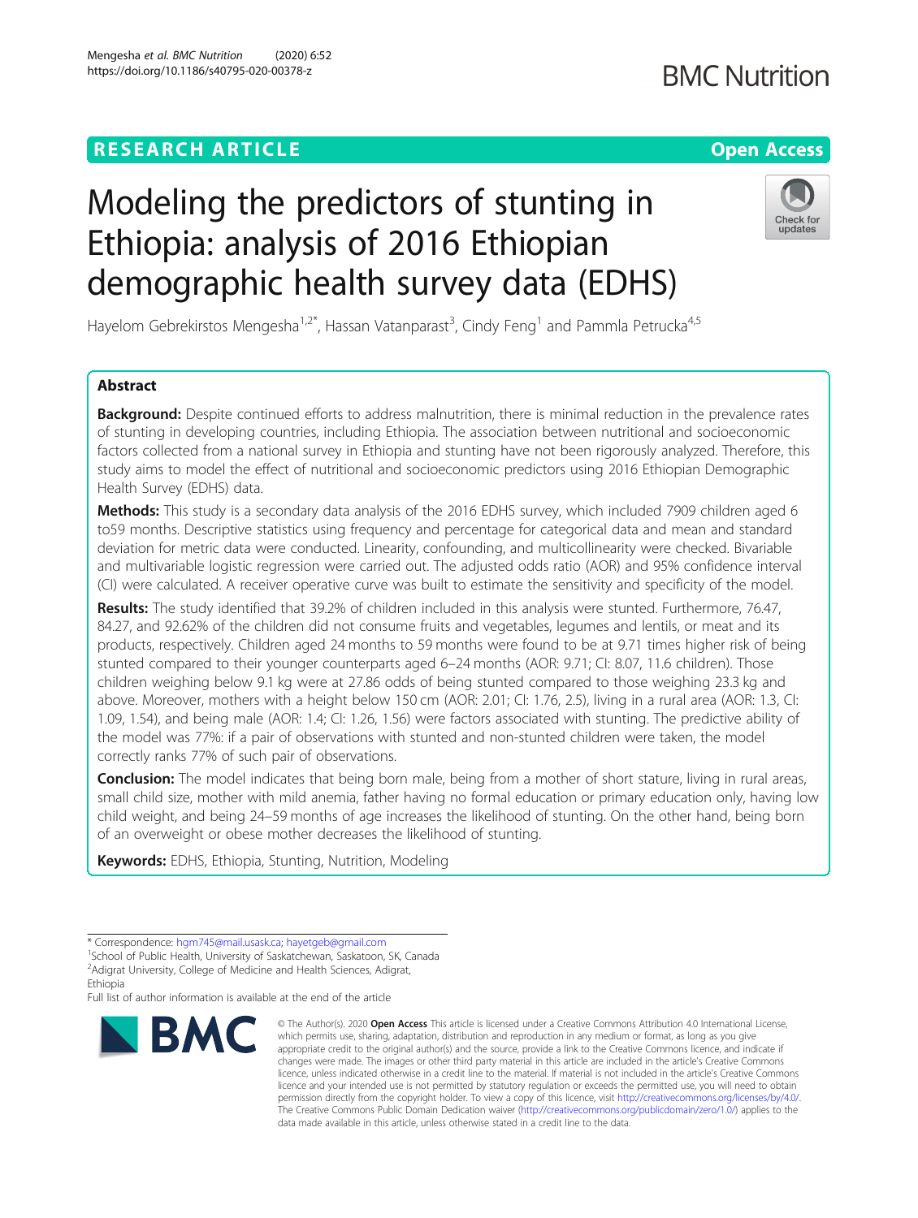RESEARCH ARTICLE

Open Access

# Modeling the predictors of stunting in Ethiopia: analysis of 2016 Ethiopian demographic health survey data (EDHS)

Hayelom Gebrekirstos Mengesha[1,2*], Hassan Vatanparast[3], Cindy Feng[1] and Pammla Petrucka[4,5]

## Abstract

**Background:** Despite continued efforts to address malnutrition, there is minimal reduction in the prevalence rates of stunting in developing countries, including Ethiopia. The association between nutritional and socioeconomic factors collected from a national survey in Ethiopia and stunting have not been rigorously analyzed. Therefore, this study aims to model the effect of nutritional and socioeconomic predictors using 2016 Ethiopian Demographic Health Survey (EDHS) data.

**Methods:** This study is a secondary data analysis of the 2016 EDHS survey, which included 7909 children aged 6 to59 months. Descriptive statistics using frequency and percentage for categorical data and mean and standard deviation for metric data were conducted. Linearity, confounding, and multicollinearity were checked. Bivariable and multivariable logistic regression were carried out. The adjusted odds ratio (AOR) and 95% confidence interval (CI) were calculated. A receiver operative curve was built to estimate the sensitivity and specificity of the model.

**Results:** The study identified that 39.2% of children included in this analysis were stunted. Furthermore, 76.47, 84.27, and 92.62% of the children did not consume fruits and vegetables, legumes and lentils, or meat and its products, respectively. Children aged 24 months to 59 months were found to be at 9.71 times higher risk of being stunted compared to their younger counterparts aged 6–24 months (AOR: 9.71; CI: 8.07, 11.6 children). Those children weighing below 9.1 kg were at 27.86 odds of being stunted compared to those weighing 23.3 kg and above. Moreover, mothers with a height below 150 cm (AOR: 2.01; CI: 1.76, 2.5), living in a rural area (AOR: 1.3, CI: 1.09, 1.54), and being male (AOR: 1.4; CI: 1.26, 1.56) were factors associated with stunting. The predictive ability of the model was 77%: if a pair of observations with stunted and non-stunted children were taken, the model correctly ranks 77% of such pair of observations.

**Conclusion:** The model indicates that being born male, being from a mother of short stature, living in rural areas, small child size, mother with mild anemia, father having no formal education or primary education only, having low child weight, and being 24–59 months of age increases the likelihood of stunting. On the other hand, being born of an overweight or obese mother decreases the likelihood of stunting.

**Keywords:** EDHS, Ethiopia, Stunting, Nutrition, Modeling

---

* Correspondence: hgm745@mail.usask.ca; hayetgeb@gmail.com
[1]School of Public Health, University of Saskatchewan, Saskatoon, SK, Canada
[2]Adigrat University, College of Medicine and Health Sciences, Adigrat, Ethiopia
Full list of author information is available at the end of the article

© The Author(s). 2020 **Open Access** This article is licensed under a Creative Commons Attribution 4.0 International License, which permits use, sharing, adaptation, distribution and reproduction in any medium or format, as long as you give appropriate credit to the original author(s) and the source, provide a link to the Creative Commons licence, and indicate if changes were made. The images or other third party material in this article are included in the article's Creative Commons licence, unless indicated otherwise in a credit line to the material. If material is not included in the article's Creative Commons licence and your intended use is not permitted by statutory regulation or exceeds the permitted use, you will need to obtain permission directly from the copyright holder. To view a copy of this licence, visit http://creativecommons.org/licenses/by/4.0/. The Creative Commons Public Domain Dedication waiver (http://creativecommons.org/publicdomain/zero/1.0/) applies to the data made available in this article, unless otherwise stated in a credit line to the data.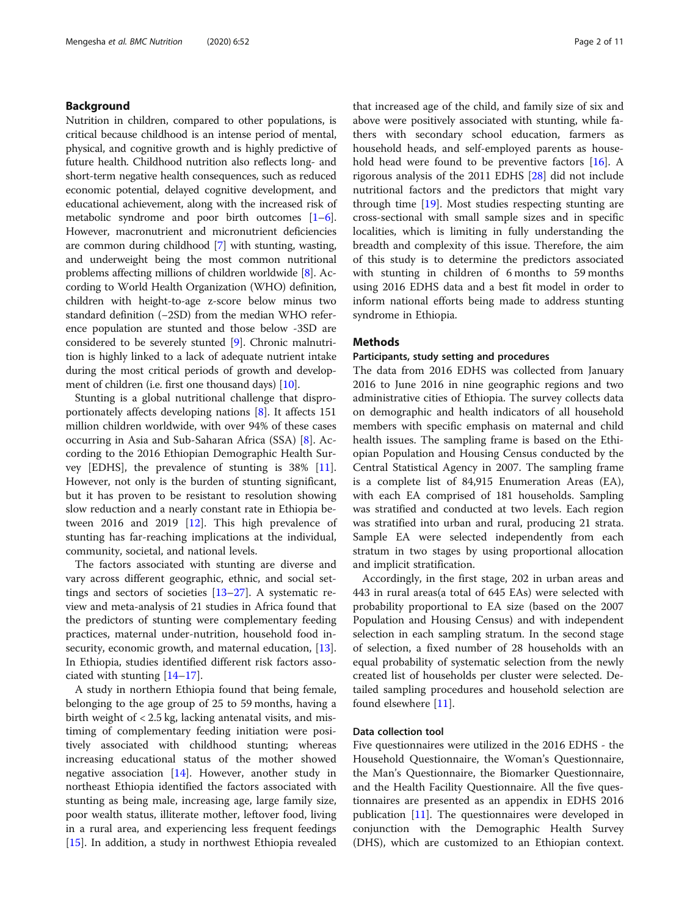## Background

Nutrition in children, compared to other populations, is critical because childhood is an intense period of mental, physical, and cognitive growth and is highly predictive of future health. Childhood nutrition also reflects long- and short-term negative health consequences, such as reduced economic potential, delayed cognitive development, and educational achievement, along with the increased risk of metabolic syndrome and poor birth outcomes [1–6]. However, macronutrient and micronutrient deficiencies are common during childhood [7] with stunting, wasting, and underweight being the most common nutritional problems affecting millions of children worldwide [8]. According to World Health Organization (WHO) definition, children with height-to-age z-score below minus two standard definition (−2SD) from the median WHO reference population are stunted and those below -3SD are considered to be severely stunted [9]. Chronic malnutrition is highly linked to a lack of adequate nutrient intake during the most critical periods of growth and development of children (i.e. first one thousand days) [10].

Stunting is a global nutritional challenge that disproportionately affects developing nations [8]. It affects 151 million children worldwide, with over 94% of these cases occurring in Asia and Sub-Saharan Africa (SSA) [8]. According to the 2016 Ethiopian Demographic Health Survey [EDHS], the prevalence of stunting is 38% [11]. However, not only is the burden of stunting significant, but it has proven to be resistant to resolution showing slow reduction and a nearly constant rate in Ethiopia between 2016 and 2019 [12]. This high prevalence of stunting has far-reaching implications at the individual, community, societal, and national levels.

The factors associated with stunting are diverse and vary across different geographic, ethnic, and social settings and sectors of societies [13–27]. A systematic review and meta-analysis of 21 studies in Africa found that the predictors of stunting were complementary feeding practices, maternal under-nutrition, household food insecurity, economic growth, and maternal education, [13]. In Ethiopia, studies identified different risk factors associated with stunting [14–17].

A study in northern Ethiopia found that being female, belonging to the age group of 25 to 59 months, having a birth weight of < 2.5 kg, lacking antenatal visits, and mistiming of complementary feeding initiation were positively associated with childhood stunting; whereas increasing educational status of the mother showed negative association [14]. However, another study in northeast Ethiopia identified the factors associated with stunting as being male, increasing age, large family size, poor wealth status, illiterate mother, leftover food, living in a rural area, and experiencing less frequent feedings [15]. In addition, a study in northwest Ethiopia revealed that increased age of the child, and family size of six and above were positively associated with stunting, while fathers with secondary school education, farmers as household heads, and self-employed parents as household head were found to be preventive factors [16]. A rigorous analysis of the 2011 EDHS [28] did not include nutritional factors and the predictors that might vary through time [19]. Most studies respecting stunting are cross-sectional with small sample sizes and in specific localities, which is limiting in fully understanding the breadth and complexity of this issue. Therefore, the aim of this study is to determine the predictors associated with stunting in children of 6 months to 59 months using 2016 EDHS data and a best fit model in order to inform national efforts being made to address stunting syndrome in Ethiopia.

## Methods

### Participants, study setting and procedures

The data from 2016 EDHS was collected from January 2016 to June 2016 in nine geographic regions and two administrative cities of Ethiopia. The survey collects data on demographic and health indicators of all household members with specific emphasis on maternal and child health issues. The sampling frame is based on the Ethiopian Population and Housing Census conducted by the Central Statistical Agency in 2007. The sampling frame is a complete list of 84,915 Enumeration Areas (EA), with each EA comprised of 181 households. Sampling was stratified and conducted at two levels. Each region was stratified into urban and rural, producing 21 strata. Sample EA were selected independently from each stratum in two stages by using proportional allocation and implicit stratification.

Accordingly, in the first stage, 202 in urban areas and 443 in rural areas(a total of 645 EAs) were selected with probability proportional to EA size (based on the 2007 Population and Housing Census) and with independent selection in each sampling stratum. In the second stage of selection, a fixed number of 28 households with an equal probability of systematic selection from the newly created list of households per cluster were selected. Detailed sampling procedures and household selection are found elsewhere [11].

### Data collection tool

Five questionnaires were utilized in the 2016 EDHS - the Household Questionnaire, the Woman's Questionnaire, the Man's Questionnaire, the Biomarker Questionnaire, and the Health Facility Questionnaire. All the five questionnaires are presented as an appendix in EDHS 2016 publication [11]. The questionnaires were developed in conjunction with the Demographic Health Survey (DHS), which are customized to an Ethiopian context.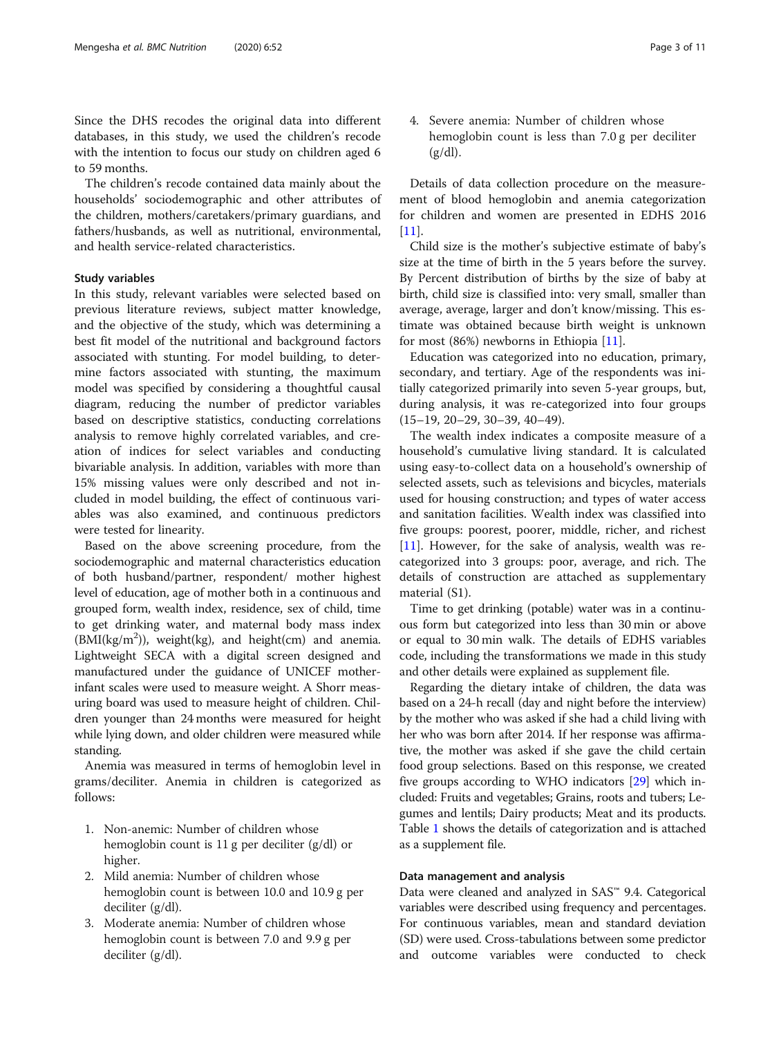Since the DHS recodes the original data into different databases, in this study, we used the children's recode with the intention to focus our study on children aged 6 to 59 months.

The children's recode contained data mainly about the households' sociodemographic and other attributes of the children, mothers/caretakers/primary guardians, and fathers/husbands, as well as nutritional, environmental, and health service-related characteristics.

### Study variables

In this study, relevant variables were selected based on previous literature reviews, subject matter knowledge, and the objective of the study, which was determining a best fit model of the nutritional and background factors associated with stunting. For model building, to determine factors associated with stunting, the maximum model was specified by considering a thoughtful causal diagram, reducing the number of predictor variables based on descriptive statistics, conducting correlations analysis to remove highly correlated variables, and creation of indices for select variables and conducting bivariable analysis. In addition, variables with more than 15% missing values were only described and not included in model building, the effect of continuous variables was also examined, and continuous predictors were tested for linearity.

Based on the above screening procedure, from the sociodemographic and maternal characteristics education of both husband/partner, respondent/ mother highest level of education, age of mother both in a continuous and grouped form, wealth index, residence, sex of child, time to get drinking water, and maternal body mass index (BMI(kg/m$^2$)), weight(kg), and height(cm) and anemia. Lightweight SECA with a digital screen designed and manufactured under the guidance of UNICEF mother-infant scales were used to measure weight. A Shorr measuring board was used to measure height of children. Children younger than 24 months were measured for height while lying down, and older children were measured while standing.

Anemia was measured in terms of hemoglobin level in grams/deciliter. Anemia in children is categorized as follows:

1. Non-anemic: Number of children whose hemoglobin count is 11 g per deciliter (g/dl) or higher.
2. Mild anemia: Number of children whose hemoglobin count is between 10.0 and 10.9 g per deciliter (g/dl).
3. Moderate anemia: Number of children whose hemoglobin count is between 7.0 and 9.9 g per deciliter (g/dl).
4. Severe anemia: Number of children whose hemoglobin count is less than 7.0 g per deciliter (g/dl).

Details of data collection procedure on the measurement of blood hemoglobin and anemia categorization for children and women are presented in EDHS 2016 [11].

Child size is the mother's subjective estimate of baby's size at the time of birth in the 5 years before the survey. By Percent distribution of births by the size of baby at birth, child size is classified into: very small, smaller than average, average, larger and don't know/missing. This estimate was obtained because birth weight is unknown for most (86%) newborns in Ethiopia [11].

Education was categorized into no education, primary, secondary, and tertiary. Age of the respondents was initially categorized primarily into seven 5-year groups, but, during analysis, it was re-categorized into four groups (15–19, 20–29, 30–39, 40–49).

The wealth index indicates a composite measure of a household's cumulative living standard. It is calculated using easy-to-collect data on a household's ownership of selected assets, such as televisions and bicycles, materials used for housing construction; and types of water access and sanitation facilities. Wealth index was classified into five groups: poorest, poorer, middle, richer, and richest [11]. However, for the sake of analysis, wealth was re-categorized into 3 groups: poor, average, and rich. The details of construction are attached as supplementary material (S1).

Time to get drinking (potable) water was in a continuous form but categorized into less than 30 min or above or equal to 30 min walk. The details of EDHS variables code, including the transformations we made in this study and other details were explained as supplement file.

Regarding the dietary intake of children, the data was based on a 24-h recall (day and night before the interview) by the mother who was asked if she had a child living with her who was born after 2014. If her response was affirmative, the mother was asked if she gave the child certain food group selections. Based on this response, we created five groups according to WHO indicators [29] which included: Fruits and vegetables; Grains, roots and tubers; Legumes and lentils; Dairy products; Meat and its products. Table 1 shows the details of categorization and is attached as a supplement file.

### Data management and analysis

Data were cleaned and analyzed in SAS™ 9.4. Categorical variables were described using frequency and percentages. For continuous variables, mean and standard deviation (SD) were used. Cross-tabulations between some predictor and outcome variables were conducted to check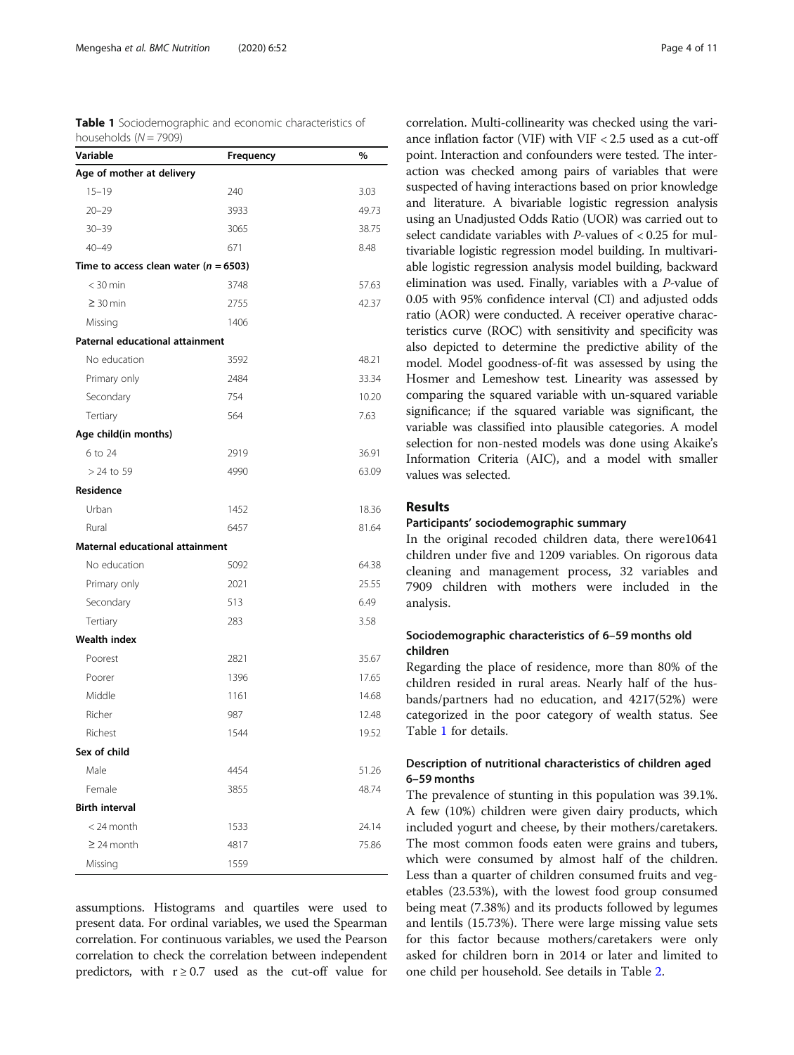**Table 1** Sociodemographic and economic characteristics of households (N = 7909)

| Variable | Frequency | % |
|---|---|---|
| **Age of mother at delivery** | | |
| 15–19 | 240 | 3.03 |
| 20–29 | 3933 | 49.73 |
| 30–39 | 3065 | 38.75 |
| 40–49 | 671 | 8.48 |
| **Time to access clean water (n = 6503)** | | |
| < 30 min | 3748 | 57.63 |
| ≥ 30 min | 2755 | 42.37 |
| Missing | 1406 | |
| **Paternal educational attainment** | | |
| No education | 3592 | 48.21 |
| Primary only | 2484 | 33.34 |
| Secondary | 754 | 10.20 |
| Tertiary | 564 | 7.63 |
| **Age child(in months)** | | |
| 6 to 24 | 2919 | 36.91 |
| > 24 to 59 | 4990 | 63.09 |
| **Residence** | | |
| Urban | 1452 | 18.36 |
| Rural | 6457 | 81.64 |
| **Maternal educational attainment** | | |
| No education | 5092 | 64.38 |
| Primary only | 2021 | 25.55 |
| Secondary | 513 | 6.49 |
| Tertiary | 283 | 3.58 |
| **Wealth index** | | |
| Poorest | 2821 | 35.67 |
| Poorer | 1396 | 17.65 |
| Middle | 1161 | 14.68 |
| Richer | 987 | 12.48 |
| Richest | 1544 | 19.52 |
| **Sex of child** | | |
| Male | 4454 | 51.26 |
| Female | 3855 | 48.74 |
| **Birth interval** | | |
| < 24 month | 1533 | 24.14 |
| ≥ 24 month | 4817 | 75.86 |
| Missing | 1559 | |

assumptions. Histograms and quartiles were used to present data. For ordinal variables, we used the Spearman correlation. For continuous variables, we used the Pearson correlation to check the correlation between independent predictors, with $r \geq 0.7$ used as the cut-off value for correlation. Multi-collinearity was checked using the variance inflation factor (VIF) with VIF < 2.5 used as a cut-off point. Interaction and confounders were tested. The interaction was checked among pairs of variables that were suspected of having interactions based on prior knowledge and literature. A bivariable logistic regression analysis using an Unadjusted Odds Ratio (UOR) was carried out to select candidate variables with *P*-values of < 0.25 for multivariable logistic regression model building. In multivariable logistic regression analysis model building, backward elimination was used. Finally, variables with a *P*-value of 0.05 with 95% confidence interval (CI) and adjusted odds ratio (AOR) were conducted. A receiver operative characteristics curve (ROC) with sensitivity and specificity was also depicted to determine the predictive ability of the model. Model goodness-of-fit was assessed by using the Hosmer and Lemeshow test. Linearity was assessed by comparing the squared variable with un-squared variable significance; if the squared variable was significant, the variable was classified into plausible categories. A model selection for non-nested models was done using Akaike's Information Criteria (AIC), and a model with smaller values was selected.

## Results

### Participants' sociodemographic summary

In the original recoded children data, there were10641 children under five and 1209 variables. On rigorous data cleaning and management process, 32 variables and 7909 children with mothers were included in the analysis.

### Sociodemographic characteristics of 6–59 months old children

Regarding the place of residence, more than 80% of the children resided in rural areas. Nearly half of the husbands/partners had no education, and 4217(52%) were categorized in the poor category of wealth status. See Table 1 for details.

### Description of nutritional characteristics of children aged 6–59 months

The prevalence of stunting in this population was 39.1%. A few (10%) children were given dairy products, which included yogurt and cheese, by their mothers/caretakers. The most common foods eaten were grains and tubers, which were consumed by almost half of the children. Less than a quarter of children consumed fruits and vegetables (23.53%), with the lowest food group consumed being meat (7.38%) and its products followed by legumes and lentils (15.73%). There were large missing value sets for this factor because mothers/caretakers were only asked for children born in 2014 or later and limited to one child per household. See details in Table 2.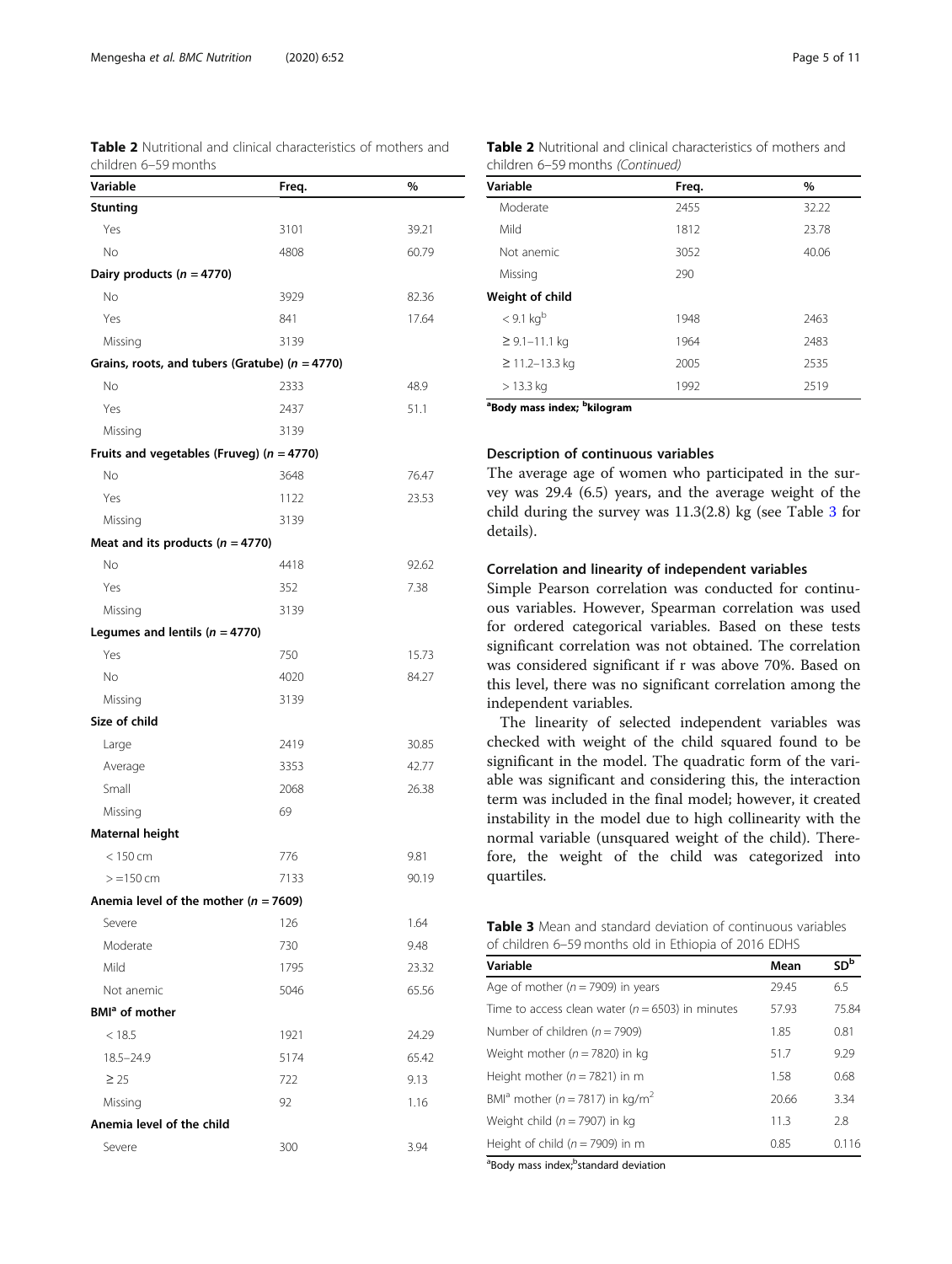**Table 2** Nutritional and clinical characteristics of mothers and children 6–59 months

| Variable | Freq. | % |
|---|---|---|
| **Stunting** | | |
| Yes | 3101 | 39.21 |
| No | 4808 | 60.79 |
| **Dairy products (n = 4770)** | | |
| No | 3929 | 82.36 |
| Yes | 841 | 17.64 |
| Missing | 3139 | |
| **Grains, roots, and tubers (Gratube) (n = 4770)** | | |
| No | 2333 | 48.9 |
| Yes | 2437 | 51.1 |
| Missing | 3139 | |
| **Fruits and vegetables (Fruveg) (n = 4770)** | | |
| No | 3648 | 76.47 |
| Yes | 1122 | 23.53 |
| Missing | 3139 | |
| **Meat and its products (n = 4770)** | | |
| No | 4418 | 92.62 |
| Yes | 352 | 7.38 |
| Missing | 3139 | |
| **Legumes and lentils (n = 4770)** | | |
| Yes | 750 | 15.73 |
| No | 4020 | 84.27 |
| Missing | 3139 | |
| **Size of child** | | |
| Large | 2419 | 30.85 |
| Average | 3353 | 42.77 |
| Small | 2068 | 26.38 |
| Missing | 69 | |
| **Maternal height** | | |
| < 150 cm | 776 | 9.81 |
| > =150 cm | 7133 | 90.19 |
| **Anemia level of the mother (n = 7609)** | | |
| Severe | 126 | 1.64 |
| Moderate | 730 | 9.48 |
| Mild | 1795 | 23.32 |
| Not anemic | 5046 | 65.56 |
| **BMI[a] of mother** | | |
| < 18.5 | 1921 | 24.29 |
| 18.5–24.9 | 5174 | 65.42 |
| ≥ 25 | 722 | 9.13 |
| Missing | 92 | 1.16 |
| **Anemia level of the child** | | |
| Severe | 300 | 3.94 |
| Moderate | 2455 | 32.22 |
| Mild | 1812 | 23.78 |
| Not anemic | 3052 | 40.06 |
| Missing | 290 | |
| **Weight of child** | | |
| < 9.1 kg[b] | 1948 | 2463 |
| ≥ 9.1–11.1 kg | 1964 | 2483 |
| ≥ 11.2–13.3 kg | 2005 | 2535 |
| > 13.3 kg | 1992 | 2519 |

[a]Body mass index; [b]kilogram

### Description of continuous variables

The average age of women who participated in the survey was 29.4 (6.5) years, and the average weight of the child during the survey was 11.3(2.8) kg (see Table 3 for details).

### Correlation and linearity of independent variables

Simple Pearson correlation was conducted for continuous variables. However, Spearman correlation was used for ordered categorical variables. Based on these tests significant correlation was not obtained. The correlation was considered significant if r was above 70%. Based on this level, there was no significant correlation among the independent variables.

The linearity of selected independent variables was checked with weight of the child squared found to be significant in the model. The quadratic form of the variable was significant and considering this, the interaction term was included in the final model; however, it created instability in the model due to high collinearity with the normal variable (unsquared weight of the child). Therefore, the weight of the child was categorized into quartiles.

**Table 3** Mean and standard deviation of continuous variables of children 6–59 months old in Ethiopia of 2016 EDHS

| Variable | Mean | SD[b] |
|---|---|---|
| Age of mother (n = 7909) in years | 29.45 | 6.5 |
| Time to access clean water (n = 6503) in minutes | 57.93 | 75.84 |
| Number of children (n = 7909) | 1.85 | 0.81 |
| Weight mother (n = 7820) in kg | 51.7 | 9.29 |
| Height mother (n = 7821) in m | 1.58 | 0.68 |
| BMI[a] mother (n = 7817) in kg/m$^2$ | 20.66 | 3.34 |
| Weight child (n = 7907) in kg | 11.3 | 2.8 |
| Height of child (n = 7909) in m | 0.85 | 0.116 |

[a]Body mass index;[b]standard deviation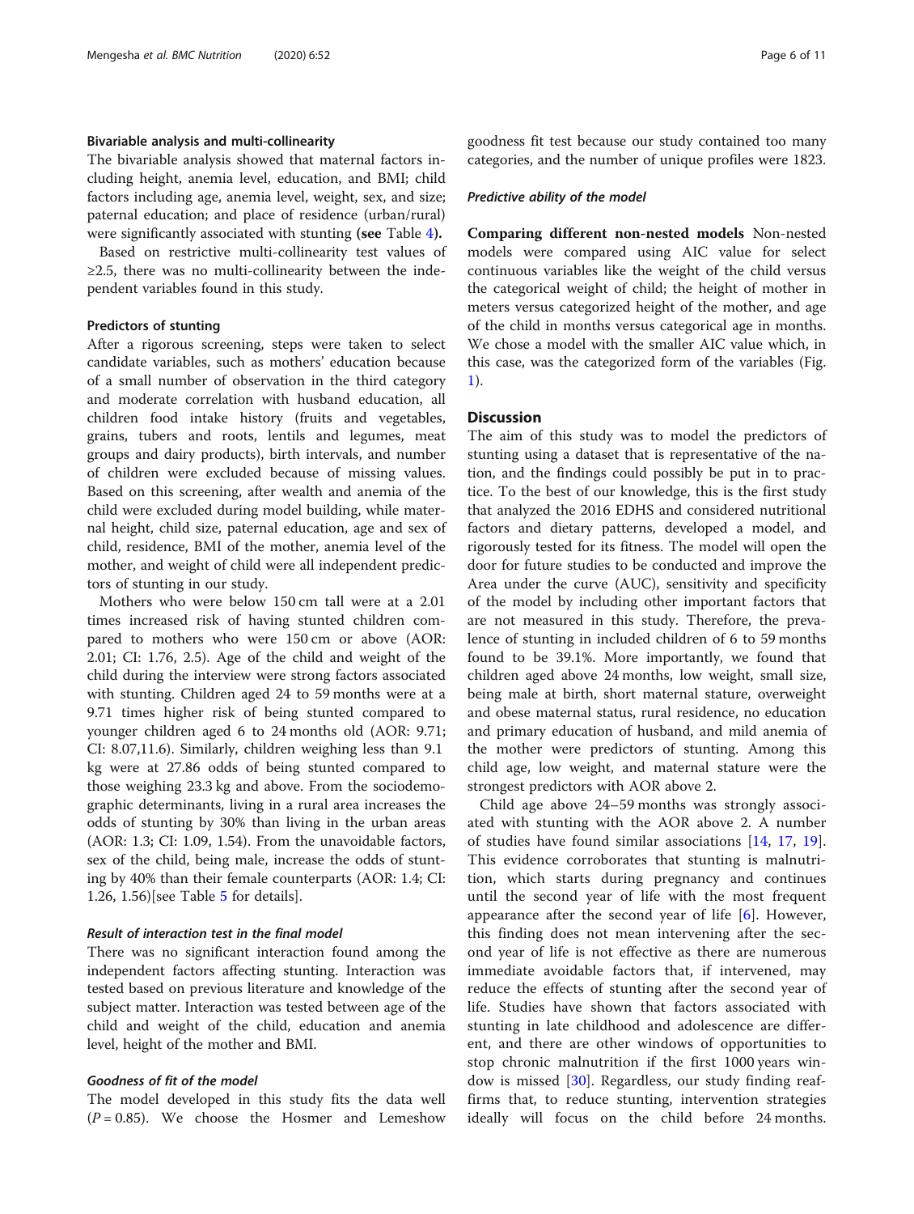### Bivariable analysis and multi-collinearity

The bivariable analysis showed that maternal factors including height, anemia level, education, and BMI; child factors including age, anemia level, weight, sex, and size; paternal education; and place of residence (urban/rural) were significantly associated with stunting **(see** Table 4**).**

Based on restrictive multi-collinearity test values of ≥2.5, there was no multi-collinearity between the independent variables found in this study.

### Predictors of stunting

After a rigorous screening, steps were taken to select candidate variables, such as mothers' education because of a small number of observation in the third category and moderate correlation with husband education, all children food intake history (fruits and vegetables, grains, tubers and roots, lentils and legumes, meat groups and dairy products), birth intervals, and number of children were excluded because of missing values. Based on this screening, after wealth and anemia of the child were excluded during model building, while maternal height, child size, paternal education, age and sex of child, residence, BMI of the mother, anemia level of the mother, and weight of child were all independent predictors of stunting in our study.

Mothers who were below 150 cm tall were at a 2.01 times increased risk of having stunted children compared to mothers who were 150 cm or above (AOR: 2.01; CI: 1.76, 2.5). Age of the child and weight of the child during the interview were strong factors associated with stunting. Children aged 24 to 59 months were at a 9.71 times higher risk of being stunted compared to younger children aged 6 to 24 months old (AOR: 9.71; CI: 8.07,11.6). Similarly, children weighing less than 9.1 kg were at 27.86 odds of being stunted compared to those weighing 23.3 kg and above. From the sociodemographic determinants, living in a rural area increases the odds of stunting by 30% than living in the urban areas (AOR: 1.3; CI: 1.09, 1.54). From the unavoidable factors, sex of the child, being male, increase the odds of stunting by 40% than their female counterparts (AOR: 1.4; CI: 1.26, 1.56)[see Table 5 for details].

#### *Result of interaction test in the final model*

There was no significant interaction found among the independent factors affecting stunting. Interaction was tested based on previous literature and knowledge of the subject matter. Interaction was tested between age of the child and weight of the child, education and anemia level, height of the mother and BMI.

#### *Goodness of fit of the model*

The model developed in this study fits the data well ($P = 0.85$). We choose the Hosmer and Lemeshow goodness fit test because our study contained too many categories, and the number of unique profiles were 1823.

#### *Predictive ability of the model*

**Comparing different non-nested models** Non-nested models were compared using AIC value for select continuous variables like the weight of the child versus the categorical weight of child; the height of mother in meters versus categorized height of the mother, and age of the child in months versus categorical age in months. We chose a model with the smaller AIC value which, in this case, was the categorized form of the variables (Fig. 1).

## Discussion

The aim of this study was to model the predictors of stunting using a dataset that is representative of the nation, and the findings could possibly be put in to practice. To the best of our knowledge, this is the first study that analyzed the 2016 EDHS and considered nutritional factors and dietary patterns, developed a model, and rigorously tested for its fitness. The model will open the door for future studies to be conducted and improve the Area under the curve (AUC), sensitivity and specificity of the model by including other important factors that are not measured in this study. Therefore, the prevalence of stunting in included children of 6 to 59 months found to be 39.1%. More importantly, we found that children aged above 24 months, low weight, small size, being male at birth, short maternal stature, overweight and obese maternal status, rural residence, no education and primary education of husband, and mild anemia of the mother were predictors of stunting. Among this child age, low weight, and maternal stature were the strongest predictors with AOR above 2.

Child age above 24–59 months was strongly associated with stunting with the AOR above 2. A number of studies have found similar associations [14, 17, 19]. This evidence corroborates that stunting is malnutrition, which starts during pregnancy and continues until the second year of life with the most frequent appearance after the second year of life [6]. However, this finding does not mean intervening after the second year of life is not effective as there are numerous immediate avoidable factors that, if intervened, may reduce the effects of stunting after the second year of life. Studies have shown that factors associated with stunting in late childhood and adolescence are different, and there are other windows of opportunities to stop chronic malnutrition if the first 1000 years window is missed [30]. Regardless, our study finding reaffirms that, to reduce stunting, intervention strategies ideally will focus on the child before 24 months.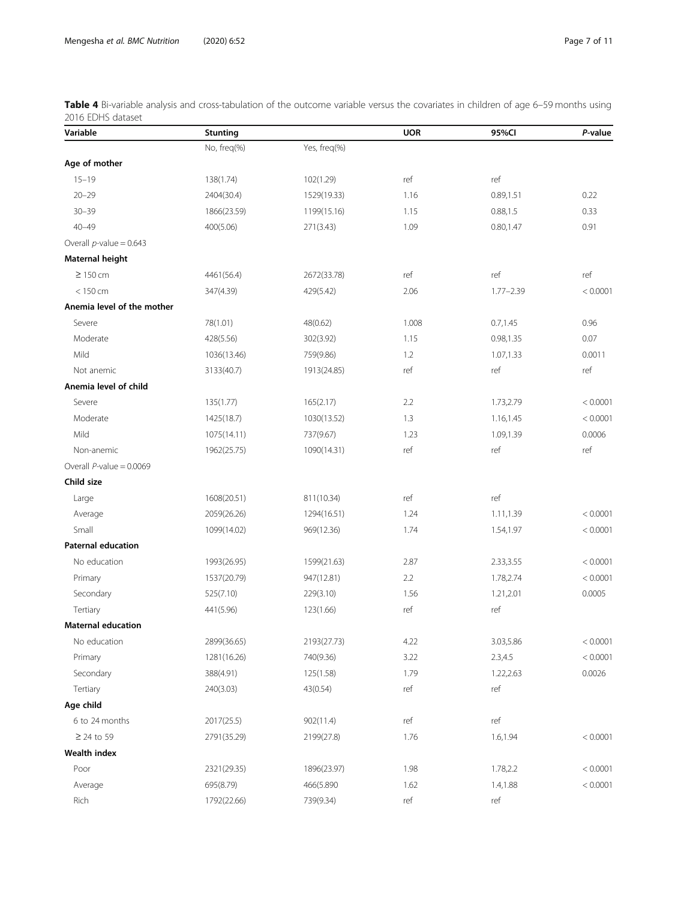**Table 4** Bi-variable analysis and cross-tabulation of the outcome variable versus the covariates in children of age 6–59 months using 2016 EDHS dataset

| Variable | Stunting | | UOR | 95%CI | *P*-value |
|---|---|---|---|---|---|
| | No, freq(%) | Yes, freq(%) | | | |
| **Age of mother** | | | | | |
| 15–19 | 138(1.74) | 102(1.29) | ref | ref | |
| 20–29 | 2404(30.4) | 1529(19.33) | 1.16 | 0.89,1.51 | 0.22 |
| 30–39 | 1866(23.59) | 1199(15.16) | 1.15 | 0.88,1.5 | 0.33 |
| 40–49 | 400(5.06) | 271(3.43) | 1.09 | 0.80,1.47 | 0.91 |
| Overall *p*-value = 0.643 | | | | | |
| **Maternal height** | | | | | |
| ≥ 150 cm | 4461(56.4) | 2672(33.78) | ref | ref | ref |
| < 150 cm | 347(4.39) | 429(5.42) | 2.06 | 1.77–2.39 | < 0.0001 |
| **Anemia level of the mother** | | | | | |
| Severe | 78(1.01) | 48(0.62) | 1.008 | 0.7,1.45 | 0.96 |
| Moderate | 428(5.56) | 302(3.92) | 1.15 | 0.98,1.35 | 0.07 |
| Mild | 1036(13.46) | 759(9.86) | 1.2 | 1.07,1.33 | 0.0011 |
| Not anemic | 3133(40.7) | 1913(24.85) | ref | ref | ref |
| **Anemia level of child** | | | | | |
| Severe | 135(1.77) | 165(2.17) | 2.2 | 1.73,2.79 | < 0.0001 |
| Moderate | 1425(18.7) | 1030(13.52) | 1.3 | 1.16,1.45 | < 0.0001 |
| Mild | 1075(14.11) | 737(9.67) | 1.23 | 1.09,1.39 | 0.0006 |
| Non-anemic | 1962(25.75) | 1090(14.31) | ref | ref | ref |
| Overall *P*-value = 0.0069 | | | | | |
| **Child size** | | | | | |
| Large | 1608(20.51) | 811(10.34) | ref | ref | |
| Average | 2059(26.26) | 1294(16.51) | 1.24 | 1.11,1.39 | < 0.0001 |
| Small | 1099(14.02) | 969(12.36) | 1.74 | 1.54,1.97 | < 0.0001 |
| **Paternal education** | | | | | |
| No education | 1993(26.95) | 1599(21.63) | 2.87 | 2.33,3.55 | < 0.0001 |
| Primary | 1537(20.79) | 947(12.81) | 2.2 | 1.78,2.74 | < 0.0001 |
| Secondary | 525(7.10) | 229(3.10) | 1.56 | 1.21,2.01 | 0.0005 |
| Tertiary | 441(5.96) | 123(1.66) | ref | ref | |
| **Maternal education** | | | | | |
| No education | 2899(36.65) | 2193(27.73) | 4.22 | 3.03,5.86 | < 0.0001 |
| Primary | 1281(16.26) | 740(9.36) | 3.22 | 2.3,4.5 | < 0.0001 |
| Secondary | 388(4.91) | 125(1.58) | 1.79 | 1.22,2.63 | 0.0026 |
| Tertiary | 240(3.03) | 43(0.54) | ref | ref | |
| **Age child** | | | | | |
| 6 to 24 months | 2017(25.5) | 902(11.4) | ref | ref | |
| ≥ 24 to 59 | 2791(35.29) | 2199(27.8) | 1.76 | 1.6,1.94 | < 0.0001 |
| **Wealth index** | | | | | |
| Poor | 2321(29.35) | 1896(23.97) | 1.98 | 1.78,2.2 | < 0.0001 |
| Average | 695(8.79) | 466(5.890 | 1.62 | 1.4,1.88 | < 0.0001 |
| Rich | 1792(22.66) | 739(9.34) | ref | ref | |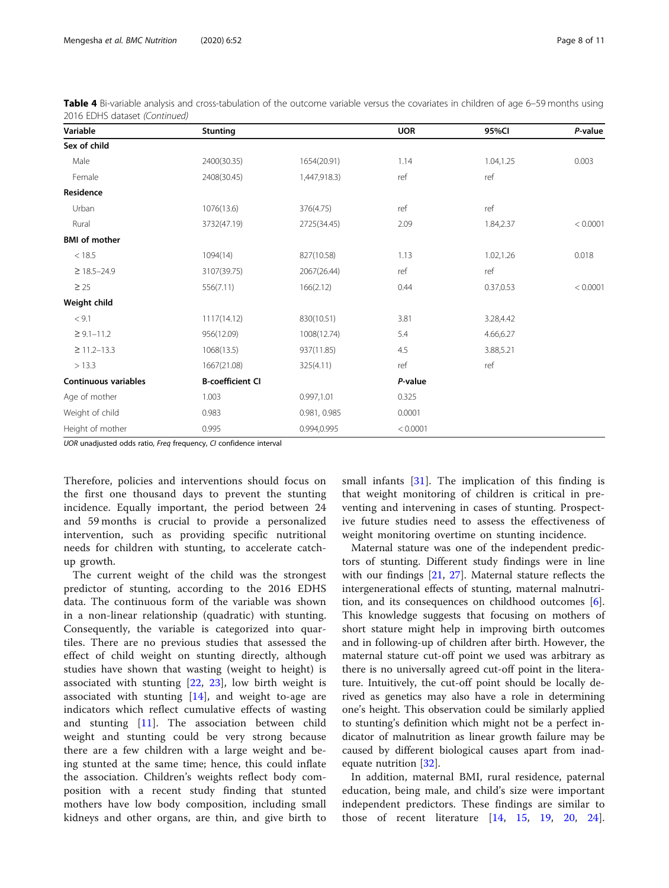**Table 4** Bi-variable analysis and cross-tabulation of the outcome variable versus the covariates in children of age 6–59 months using 2016 EDHS dataset *(Continued)*

| Variable | Stunting | | UOR | 95%CI | *P*-value |
|---|---|---|---|---|---|
| **Sex of child** | | | | | |
| Male | 2400(30.35) | 1654(20.91) | 1.14 | 1.04,1.25 | 0.003 |
| Female | 2408(30.45) | 1,447,918.3) | ref | ref | |
| **Residence** | | | | | |
| Urban | 1076(13.6) | 376(4.75) | ref | ref | |
| Rural | 3732(47.19) | 2725(34.45) | 2.09 | 1.84,2.37 | < 0.0001 |
| **BMI of mother** | | | | | |
| < 18.5 | 1094(14) | 827(10.58) | 1.13 | 1.02,1.26 | 0.018 |
| ≥ 18.5–24.9 | 3107(39.75) | 2067(26.44) | ref | ref | |
| ≥ 25 | 556(7.11) | 166(2.12) | 0.44 | 0.37,0.53 | < 0.0001 |
| **Weight child** | | | | | |
| < 9.1 | 1117(14.12) | 830(10.51) | 3.81 | 3.28,4.42 | |
| ≥ 9.1–11.2 | 956(12.09) | 1008(12.74) | 5.4 | 4.66,6.27 | |
| ≥ 11.2–13.3 | 1068(13.5) | 937(11.85) | 4.5 | 3.88,5.21 | |
| > 13.3 | 1667(21.08) | 325(4.11) | ref | ref | |
| **Continuous variables** | **B-coefficient CI** | | ***P*-value** | | |
| Age of mother | 1.003 | 0.997,1.01 | 0.325 | | |
| Weight of child | 0.983 | 0.981, 0.985 | 0.0001 | | |
| Height of mother | 0.995 | 0.994,0.995 | < 0.0001 | | |

*UOR* unadjusted odds ratio, *Freq* frequency, *CI* confidence interval

Therefore, policies and interventions should focus on the first one thousand days to prevent the stunting incidence. Equally important, the period between 24 and 59 months is crucial to provide a personalized intervention, such as providing specific nutritional needs for children with stunting, to accelerate catch-up growth.

The current weight of the child was the strongest predictor of stunting, according to the 2016 EDHS data. The continuous form of the variable was shown in a non-linear relationship (quadratic) with stunting. Consequently, the variable is categorized into quartiles. There are no previous studies that assessed the effect of child weight on stunting directly, although studies have shown that wasting (weight to height) is associated with stunting [22, 23], low birth weight is associated with stunting [14], and weight to-age are indicators which reflect cumulative effects of wasting and stunting [11]. The association between child weight and stunting could be very strong because there are a few children with a large weight and being stunted at the same time; hence, this could inflate the association. Children's weights reflect body composition with a recent study finding that stunted mothers have low body composition, including small kidneys and other organs, are thin, and give birth to small infants [31]. The implication of this finding is that weight monitoring of children is critical in preventing and intervening in cases of stunting. Prospective future studies need to assess the effectiveness of weight monitoring overtime on stunting incidence.

Maternal stature was one of the independent predictors of stunting. Different study findings were in line with our findings [21, 27]. Maternal stature reflects the intergenerational effects of stunting, maternal malnutrition, and its consequences on childhood outcomes [6]. This knowledge suggests that focusing on mothers of short stature might help in improving birth outcomes and in following-up of children after birth. However, the maternal stature cut-off point we used was arbitrary as there is no universally agreed cut-off point in the literature. Intuitively, the cut-off point should be locally derived as genetics may also have a role in determining one's height. This observation could be similarly applied to stunting's definition which might not be a perfect indicator of malnutrition as linear growth failure may be caused by different biological causes apart from inadequate nutrition [32].

In addition, maternal BMI, rural residence, paternal education, being male, and child's size were important independent predictors. These findings are similar to those of recent literature [14, 15, 19, 20, 24].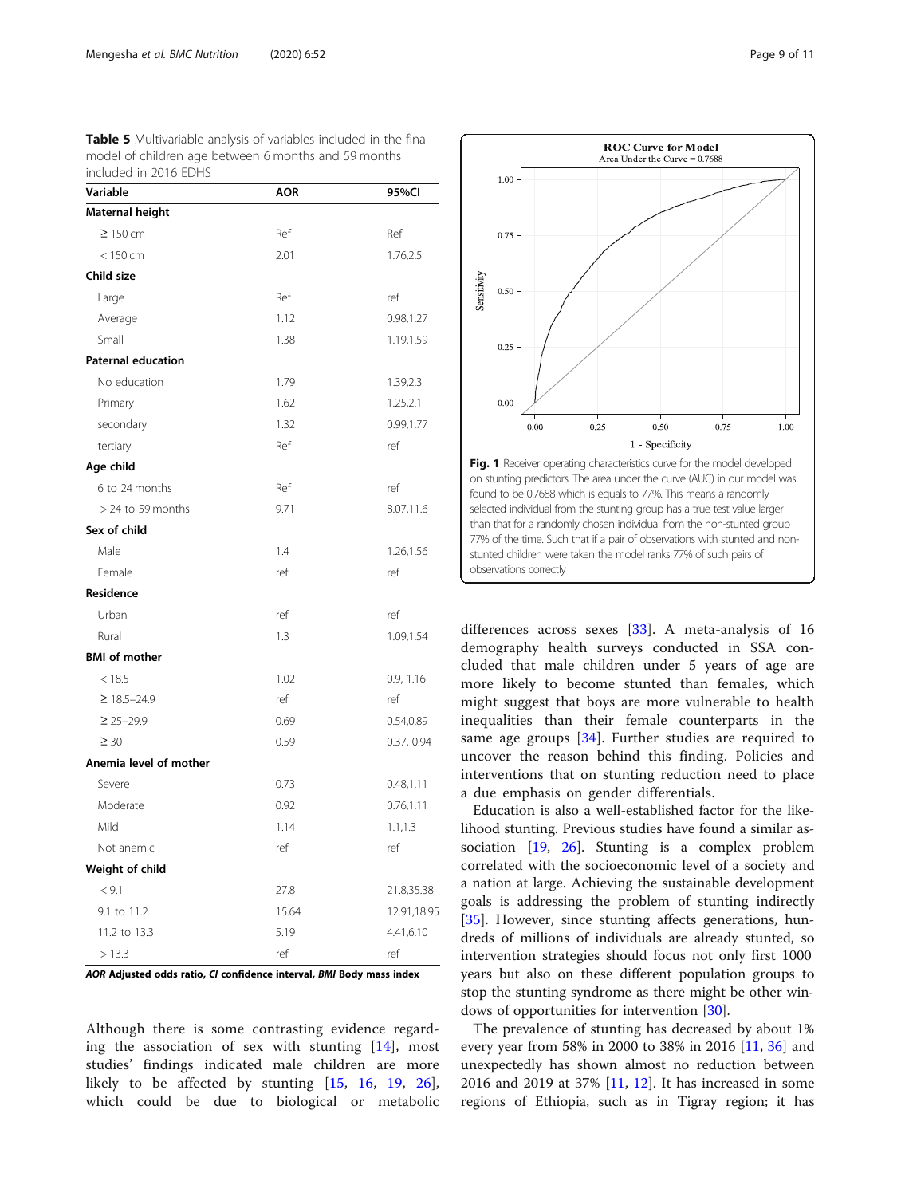**Table 5** Multivariable analysis of variables included in the final model of children age between 6 months and 59 months included in 2016 EDHS

| Variable | AOR | 95%CI |
|---|---|---|
| **Maternal height** | | |
| ≥ 150 cm | Ref | Ref |
| < 150 cm | 2.01 | 1.76,2.5 |
| **Child size** | | |
| Large | Ref | ref |
| Average | 1.12 | 0.98,1.27 |
| Small | 1.38 | 1.19,1.59 |
| **Paternal education** | | |
| No education | 1.79 | 1.39,2.3 |
| Primary | 1.62 | 1.25,2.1 |
| secondary | 1.32 | 0.99,1.77 |
| tertiary | Ref | ref |
| **Age child** | | |
| 6 to 24 months | Ref | ref |
| > 24 to 59 months | 9.71 | 8.07,11.6 |
| **Sex of child** | | |
| Male | 1.4 | 1.26,1.56 |
| Female | ref | ref |
| **Residence** | | |
| Urban | ref | ref |
| Rural | 1.3 | 1.09,1.54 |
| **BMI of mother** | | |
| < 18.5 | 1.02 | 0.9, 1.16 |
| ≥ 18.5–24.9 | ref | ref |
| ≥ 25–29.9 | 0.69 | 0.54,0.89 |
| ≥ 30 | 0.59 | 0.37, 0.94 |
| **Anemia level of mother** | | |
| Severe | 0.73 | 0.48,1.11 |
| Moderate | 0.92 | 0.76,1.11 |
| Mild | 1.14 | 1.1,1.3 |
| Not anemic | ref | ref |
| **Weight of child** | | |
| < 9.1 | 27.8 | 21.8,35.38 |
| 9.1 to 11.2 | 15.64 | 12.91,18.95 |
| 11.2 to 13.3 | 5.19 | 4.41,6.10 |
| > 13.3 | ref | ref |

***AOR* Adjusted odds ratio, *CI* confidence interval, *BMI* Body mass index**

**Fig. 1** Receiver operating characteristics curve for the model developed on stunting predictors. The area under the curve (AUC) in our model was found to be 0.7688 which is equals to 77%. This means a randomly selected individual from the stunting group has a true test value larger than that for a randomly chosen individual from the non-stunted group 77% of the time. Such that if a pair of observations with stunted and non-stunted children were taken the model ranks 77% of such pairs of observations correctly

Although there is some contrasting evidence regarding the association of sex with stunting [14], most studies' findings indicated male children are more likely to be affected by stunting [15, 16, 19, 26], which could be due to biological or metabolic differences across sexes [33]. A meta-analysis of 16 demography health surveys conducted in SSA concluded that male children under 5 years of age are more likely to become stunted than females, which might suggest that boys are more vulnerable to health inequalities than their female counterparts in the same age groups [34]. Further studies are required to uncover the reason behind this finding. Policies and interventions that on stunting reduction need to place a due emphasis on gender differentials.

Education is also a well-established factor for the likelihood stunting. Previous studies have found a similar association [19, 26]. Stunting is a complex problem correlated with the socioeconomic level of a society and a nation at large. Achieving the sustainable development goals is addressing the problem of stunting indirectly [35]. However, since stunting affects generations, hundreds of millions of individuals are already stunted, so intervention strategies should focus not only first 1000 years but also on these different population groups to stop the stunting syndrome as there might be other windows of opportunities for intervention [30].

The prevalence of stunting has decreased by about 1% every year from 58% in 2000 to 38% in 2016 [11, 36] and unexpectedly has shown almost no reduction between 2016 and 2019 at 37% [11, 12]. It has increased in some regions of Ethiopia, such as in Tigray region; it has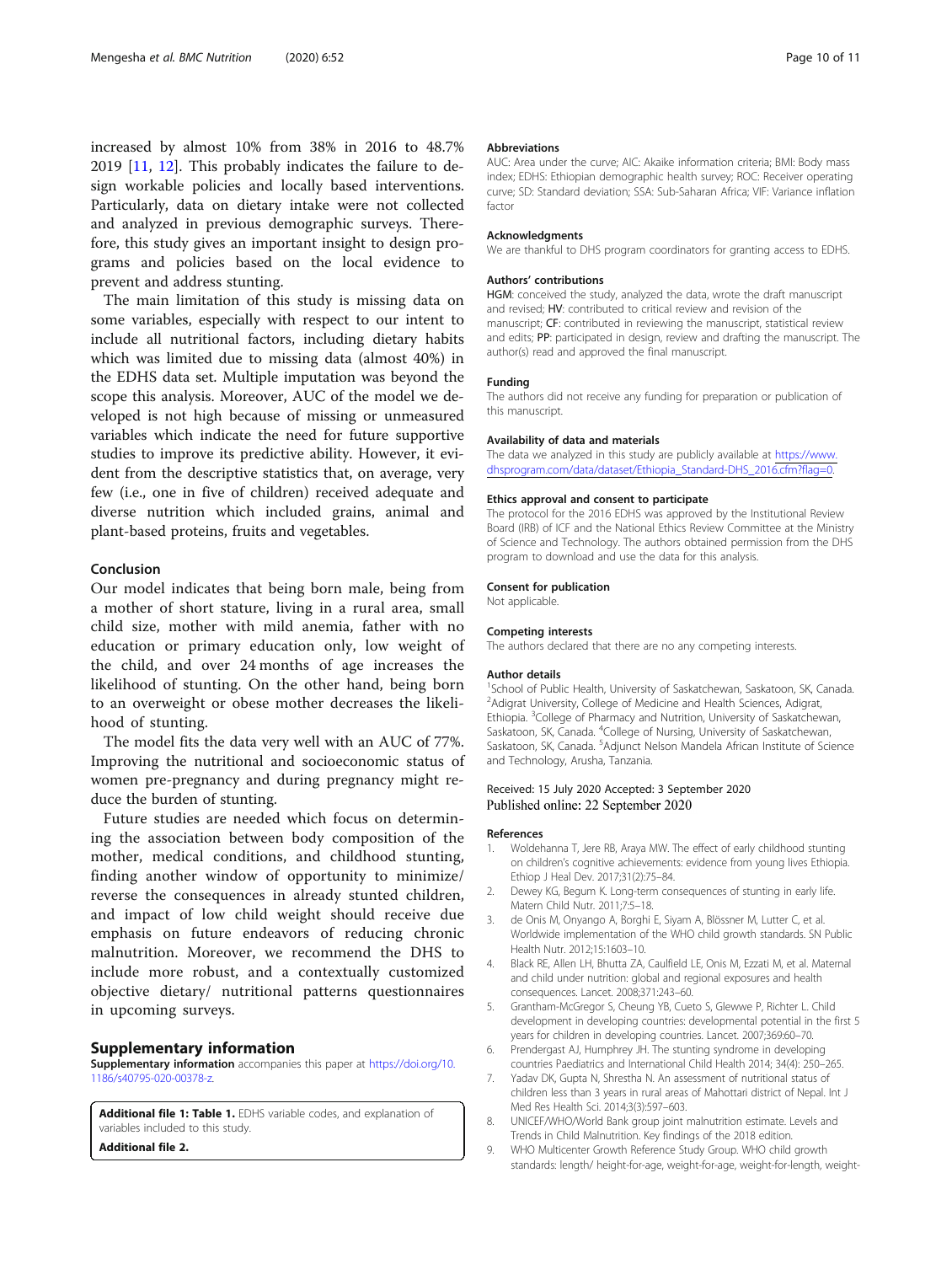increased by almost 10% from 38% in 2016 to 48.7% 2019 [11, 12]. This probably indicates the failure to design workable policies and locally based interventions. Particularly, data on dietary intake were not collected and analyzed in previous demographic surveys. Therefore, this study gives an important insight to design programs and policies based on the local evidence to prevent and address stunting.

The main limitation of this study is missing data on some variables, especially with respect to our intent to include all nutritional factors, including dietary habits which was limited due to missing data (almost 40%) in the EDHS data set. Multiple imputation was beyond the scope this analysis. Moreover, AUC of the model we developed is not high because of missing or unmeasured variables which indicate the need for future supportive studies to improve its predictive ability. However, it evident from the descriptive statistics that, on average, very few (i.e., one in five of children) received adequate and diverse nutrition which included grains, animal and plant-based proteins, fruits and vegetables.

## Conclusion

Our model indicates that being born male, being from a mother of short stature, living in a rural area, small child size, mother with mild anemia, father with no education or primary education only, low weight of the child, and over 24 months of age increases the likelihood of stunting. On the other hand, being born to an overweight or obese mother decreases the likelihood of stunting.

The model fits the data very well with an AUC of 77%. Improving the nutritional and socioeconomic status of women pre-pregnancy and during pregnancy might reduce the burden of stunting.

Future studies are needed which focus on determining the association between body composition of the mother, medical conditions, and childhood stunting, finding another window of opportunity to minimize/ reverse the consequences in already stunted children, and impact of low child weight should receive due emphasis on future endeavors of reducing chronic malnutrition. Moreover, we recommend the DHS to include more robust, and a contextually customized objective dietary/ nutritional patterns questionnaires in upcoming surveys.

## Supplementary information

**Supplementary information** accompanies this paper at https://doi.org/10.1186/s40795-020-00378-z.

**Additional file 1: Table 1.** EDHS variable codes, and explanation of variables included to this study.

**Additional file 2.**

### Abbreviations

AUC: Area under the curve; AIC: Akaike information criteria; BMI: Body mass index; EDHS: Ethiopian demographic health survey; ROC: Receiver operating curve; SD: Standard deviation; SSA: Sub-Saharan Africa; VIF: Variance inflation factor

### Acknowledgments

We are thankful to DHS program coordinators for granting access to EDHS.

### Authors' contributions

**HGM**: conceived the study, analyzed the data, wrote the draft manuscript and revised; **HV**: contributed to critical review and revision of the manuscript; **CF**: contributed in reviewing the manuscript, statistical review and edits; **PP**: participated in design, review and drafting the manuscript. The author(s) read and approved the final manuscript.

### Funding

The authors did not receive any funding for preparation or publication of this manuscript.

### Availability of data and materials

The data we analyzed in this study are publicly available at https://www.dhsprogram.com/data/dataset/Ethiopia_Standard-DHS_2016.cfm?flag=0.

### Ethics approval and consent to participate

The protocol for the 2016 EDHS was approved by the Institutional Review Board (IRB) of ICF and the National Ethics Review Committee at the Ministry of Science and Technology. The authors obtained permission from the DHS program to download and use the data for this analysis.

### Consent for publication

Not applicable.

### Competing interests

The authors declared that there are no any competing interests.

### Author details

[1]School of Public Health, University of Saskatchewan, Saskatoon, SK, Canada. [2]Adigrat University, College of Medicine and Health Sciences, Adigrat, Ethiopia. [3]College of Pharmacy and Nutrition, University of Saskatchewan, Saskatoon, SK, Canada. [4]College of Nursing, University of Saskatchewan, Saskatoon, SK, Canada. [5]Adjunct Nelson Mandela African Institute of Science and Technology, Arusha, Tanzania.

Received: 15 July 2020 Accepted: 3 September 2020
Published online: 22 September 2020

### References

1. Woldehanna T, Jere RB, Araya MW. The effect of early childhood stunting on children's cognitive achievements: evidence from young lives Ethiopia. Ethiop J Heal Dev. 2017;31(2):75–84.
2. Dewey KG, Begum K. Long-term consequences of stunting in early life. Matern Child Nutr. 2011;7:5–18.
3. de Onis M, Onyango A, Borghi E, Siyam A, Blössner M, Lutter C, et al. Worldwide implementation of the WHO child growth standards. SN Public Health Nutr. 2012;15:1603–10.
4. Black RE, Allen LH, Bhutta ZA, Caulfield LE, Onis M, Ezzati M, et al. Maternal and child under nutrition: global and regional exposures and health consequences. Lancet. 2008;371:243–60.
5. Grantham-McGregor S, Cheung YB, Cueto S, Glewwe P, Richter L. Child development in developing countries: developmental potential in the first 5 years for children in developing countries. Lancet. 2007;369:60–70.
6. Prendergast AJ, Humphrey JH. The stunting syndrome in developing countries Paediatrics and International Child Health 2014; 34(4): 250–265.
7. Yadav DK, Gupta N, Shrestha N. An assessment of nutritional status of children less than 3 years in rural areas of Mahottari district of Nepal. Int J Med Res Health Sci. 2014;3(3):597–603.
8. UNICEF/WHO/World Bank group joint malnutrition estimate. Levels and Trends in Child Malnutrition. Key findings of the 2018 edition.
9. WHO Multicenter Growth Reference Study Group. WHO child growth standards: length/ height-for-age, weight-for-age, weight-for-length, weight-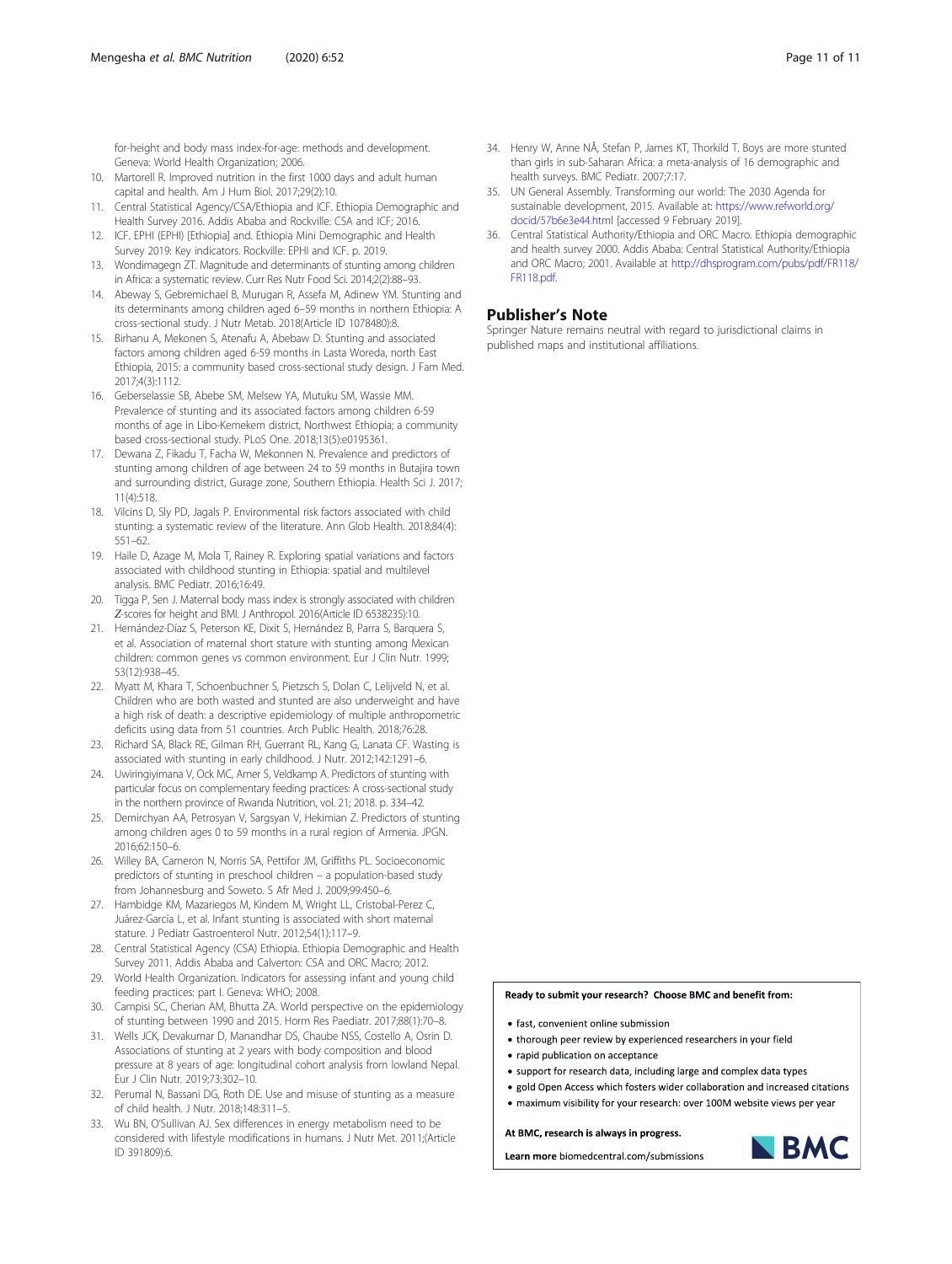for-height and body mass index-for-age: methods and development. Geneva: World Health Organization; 2006.

10. Martorell R. Improved nutrition in the first 1000 days and adult human capital and health. Am J Hum Biol. 2017;29(2):10.
11. Central Statistical Agency/CSA/Ethiopia and ICF. Ethiopia Demographic and Health Survey 2016. Addis Ababa and Rockville: CSA and ICF; 2016.
12. ICF. EPHI (EPHI) [Ethiopia] and. Ethiopia Mini Demographic and Health Survey 2019: Key indicators. Rockville: EPHI and ICF. p. 2019.
13. Wondimagegn ZT. Magnitude and determinants of stunting among children in Africa: a systematic review. Curr Res Nutr Food Sci. 2014;2(2):88–93.
14. Abeway S, Gebremichael B, Murugan R, Assefa M, Adinew YM. Stunting and its determinants among children aged 6–59 months in northern Ethiopia: A cross-sectional study. J Nutr Metab. 2018(Article ID 1078480):8.
15. Birhanu A, Mekonen S, Atenafu A, Abebaw D. Stunting and associated factors among children aged 6-59 months in Lasta Woreda, north East Ethiopia, 2015: a community based cross-sectional study design. J Fam Med. 2017;4(3):1112.
16. Geberselassie SB, Abebe SM, Melsew YA, Mutuku SM, Wassie MM. Prevalence of stunting and its associated factors among children 6-59 months of age in Libo-Kemekem district, Northwest Ethiopia; a community based cross-sectional study. PLoS One. 2018;13(5):e0195361.
17. Dewana Z, Fikadu T, Facha W, Mekonnen N. Prevalence and predictors of stunting among children of age between 24 to 59 months in Butajira town and surrounding district, Gurage zone, Southern Ethiopia. Health Sci J. 2017; 11(4):518.
18. Vilcins D, Sly PD, Jagals P. Environmental risk factors associated with child stunting: a systematic review of the literature. Ann Glob Health. 2018;84(4): 551–62.
19. Haile D, Azage M, Mola T, Rainey R. Exploring spatial variations and factors associated with childhood stunting in Ethiopia: spatial and multilevel analysis. BMC Pediatr. 2016;16:49.
20. Tigga P, Sen J. Maternal body mass index is strongly associated with children *Z*-scores for height and BMI. J Anthropol. 2016(Article ID 6538235):10.
21. Hernández-Díaz S, Peterson KE, Dixit S, Hernández B, Parra S, Barquera S, et al. Association of maternal short stature with stunting among Mexican children: common genes vs common environment. Eur J Clin Nutr. 1999; 53(12):938–45.
22. Myatt M, Khara T, Schoenbuchner S, Pietzsch S, Dolan C, Lelijveld N, et al. Children who are both wasted and stunted are also underweight and have a high risk of death: a descriptive epidemiology of multiple anthropometric deficits using data from 51 countries. Arch Public Health. 2018;76:28.
23. Richard SA, Black RE, Gilman RH, Guerrant RL, Kang G, Lanata CF. Wasting is associated with stunting in early childhood. J Nutr. 2012;142:1291–6.
24. Uwiringiyimana V, Ock MC, Amer S, Veldkamp A. Predictors of stunting with particular focus on complementary feeding practices: A cross-sectional study in the northern province of Rwanda Nutrition, vol. 21; 2018. p. 334–42.
25. Demirchyan AA, Petrosyan V, Sargsyan V, Hekimian Z. Predictors of stunting among children ages 0 to 59 months in a rural region of Armenia. JPGN. 2016;62:150–6.
26. Willey BA, Cameron N, Norris SA, Pettifor JM, Griffiths PL. Socioeconomic predictors of stunting in preschool children – a population-based study from Johannesburg and Soweto. S Afr Med J. 2009;99:450–6.
27. Hambidge KM, Mazariegos M, Kindem M, Wright LL, Cristobal-Perez C, Juárez-García L, et al. Infant stunting is associated with short maternal stature. J Pediatr Gastroenterol Nutr. 2012;54(1):117–9.
28. Central Statistical Agency (CSA) Ethiopia. Ethiopia Demographic and Health Survey 2011. Addis Ababa and Calverton: CSA and ORC Macro; 2012.
29. World Health Organization. Indicators for assessing infant and young child feeding practices: part I. Geneva: WHO; 2008.
30. Campisi SC, Cherian AM, Bhutta ZA. World perspective on the epidemiology of stunting between 1990 and 2015. Horm Res Paediatr. 2017;88(1):70–8.
31. Wells JCK, Devakumar D, Manandhar DS, Chaube NSS, Costello A, Osrin D. Associations of stunting at 2 years with body composition and blood pressure at 8 years of age: longitudinal cohort analysis from lowland Nepal. Eur J Clin Nutr. 2019;73:302–10.
32. Perumal N, Bassani DG, Roth DE. Use and misuse of stunting as a measure of child health. J Nutr. 2018;148:311–5.
33. Wu BN, O'Sullivan AJ. Sex differences in energy metabolism need to be considered with lifestyle modifications in humans. J Nutr Met. 2011;(Article ID 391809):6.
34. Henry W, Anne NÅ, Stefan P, James KT, Thorkild T. Boys are more stunted than girls in sub-Saharan Africa: a meta-analysis of 16 demographic and health surveys. BMC Pediatr. 2007;7:17.
35. UN General Assembly. Transforming our world: The 2030 Agenda for sustainable development, 2015. Available at: https://www.refworld.org/docid/57b6e3e44.html [accessed 9 February 2019].
36. Central Statistical Authority/Ethiopia and ORC Macro. Ethiopia demographic and health survey 2000. Addis Ababa: Central Statistical Authority/Ethiopia and ORC Macro; 2001. Available at http://dhsprogram.com/pubs/pdf/FR118/FR118.pdf.

## Publisher's Note

Springer Nature remains neutral with regard to jurisdictional claims in published maps and institutional affiliations.

**Ready to submit your research? Choose BMC and benefit from:**

- fast, convenient online submission
- thorough peer review by experienced researchers in your field
- rapid publication on acceptance
- support for research data, including large and complex data types
- gold Open Access which fosters wider collaboration and increased citations
- maximum visibility for your research: over 100M website views per year

**At BMC, research is always in progress.**

**Learn more** biomedcentral.com/submissions

BMC